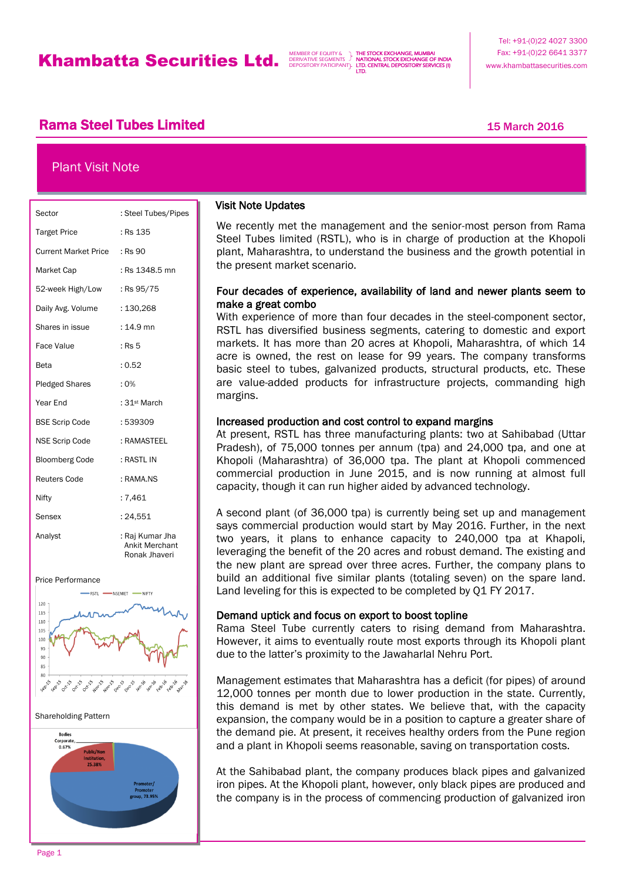# Khambatta Securities Ltd.

MEMBER OF EQUITY & DERIVATIVE SEGMENTS DEPOSITORY PATICIPANT – THE STOCK EXCHANGE, MUMBAI NATIONAL STOCK EXCHANGE OF INDIA LTD. CENTRAL DEPOSITORY SERVICES (I) LTD.

Tel: +91-(0)22 4027 3300
Fax: +91-(0)22 6641 3377
www.khambattasecurities.com

## Rama Steel Tubes Limited

15 March 2016

### Plant Visit Note

| | |
|---|---|
| Sector | : Steel Tubes/Pipes |
| Target Price | : Rs 135 |
| Current Market Price | : Rs 90 |
| Market Cap | : Rs 1348.5 mn |
| 52-week High/Low | : Rs 95/75 |
| Daily Avg. Volume | : 130,268 |
| Shares in issue | : 14.9 mn |
| Face Value | : Rs 5 |
| Beta | : 0.52 |
| Pledged Shares | : 0% |
| Year End | : 31st March |
| BSE Scrip Code | : 539309 |
| NSE Scrip Code | : RAMASTEEL |
| Bloomberg Code | : RASTL IN |
| Reuters Code | : RAMA.NS |
| Nifty | : 7,461 |
| Sensex | : 24,551 |
| Analyst | : Raj Kumar Jha, Ankit Merchant, Ronak Jhaveri |

Price Performance

Shareholding Pattern

### Visit Note Updates

We recently met the management and the senior-most person from Rama Steel Tubes limited (RSTL), who is in charge of production at the Khopoli plant, Maharashtra, to understand the business and the growth potential in the present market scenario.

**Four decades of experience, availability of land and newer plants seem to make a great combo**

With experience of more than four decades in the steel-component sector, RSTL has diversified business segments, catering to domestic and export markets. It has more than 20 acres at Khopoli, Maharashtra, of which 14 acre is owned, the rest on lease for 99 years. The company transforms basic steel to tubes, galvanized products, structural products, etc. These are value-added products for infrastructure projects, commanding high margins.

**Increased production and cost control to expand margins**

At present, RSTL has three manufacturing plants: two at Sahibabad (Uttar Pradesh), of 75,000 tonnes per annum (tpa) and 24,000 tpa, and one at Khopoli (Maharashtra) of 36,000 tpa. The plant at Khopoli commenced commercial production in June 2015, and is now running at almost full capacity, though it can run higher aided by advanced technology.

A second plant (of 36,000 tpa) is currently being set up and management says commercial production would start by May 2016. Further, in the next two years, it plans to enhance capacity to 240,000 tpa at Khapoli, leveraging the benefit of the 20 acres and robust demand. The existing and the new plant are spread over three acres. Further, the company plans to build an additional five similar plants (totaling seven) on the spare land. Land leveling for this is expected to be completed by Q1 FY 2017.

**Demand uptick and focus on export to boost topline**

Rama Steel Tube currently caters to rising demand from Maharashtra. However, it aims to eventually route most exports through its Khopoli plant due to the latter's proximity to the Jawaharlal Nehru Port.

Management estimates that Maharashtra has a deficit (for pipes) of around 12,000 tonnes per month due to lower production in the state. Currently, this demand is met by other states. We believe that, with the capacity expansion, the company would be in a position to capture a greater share of the demand pie. At present, it receives healthy orders from the Pune region and a plant in Khopoli seems reasonable, saving on transportation costs.

At the Sahibabad plant, the company produces black pipes and galvanized iron pipes. At the Khopoli plant, however, only black pipes are produced and the company is in the process of commencing production of galvanized iron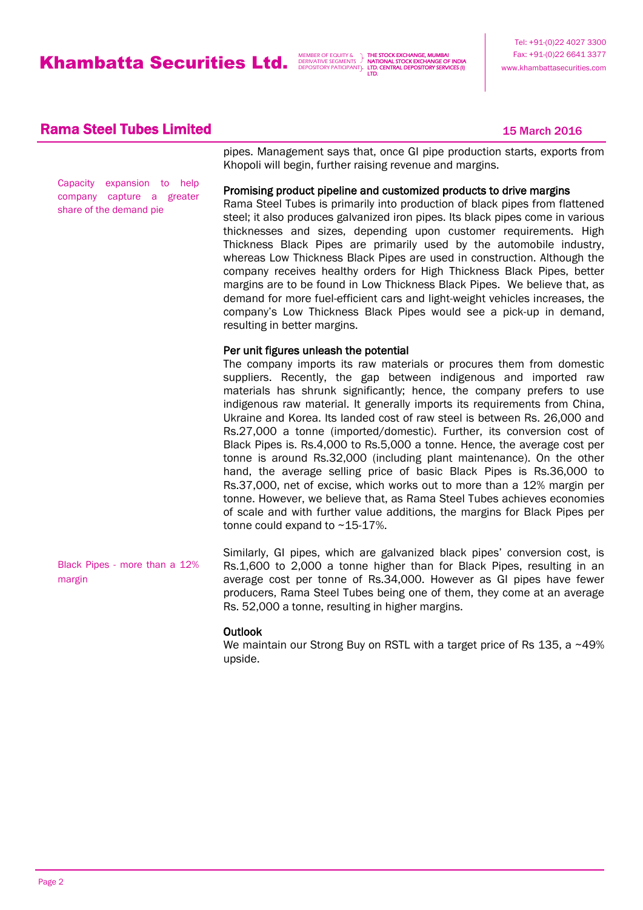pipes. Management says that, once GI pipe production starts, exports from Khopoli will begin, further raising revenue and margins.

Capacity expansion to help company capture a greater share of the demand pie

### Promising product pipeline and customized products to drive margins

Rama Steel Tubes is primarily into production of black pipes from flattened steel; it also produces galvanized iron pipes. Its black pipes come in various thicknesses and sizes, depending upon customer requirements. High Thickness Black Pipes are primarily used by the automobile industry, whereas Low Thickness Black Pipes are used in construction. Although the company receives healthy orders for High Thickness Black Pipes, better margins are to be found in Low Thickness Black Pipes. We believe that, as demand for more fuel-efficient cars and light-weight vehicles increases, the company's Low Thickness Black Pipes would see a pick-up in demand, resulting in better margins.

### Per unit figures unleash the potential

The company imports its raw materials or procures them from domestic suppliers. Recently, the gap between indigenous and imported raw materials has shrunk significantly; hence, the company prefers to use indigenous raw material. It generally imports its requirements from China, Ukraine and Korea. Its landed cost of raw steel is between Rs. 26,000 and Rs.27,000 a tonne (imported/domestic). Further, its conversion cost of Black Pipes is. Rs.4,000 to Rs.5,000 a tonne. Hence, the average cost per tonne is around Rs.32,000 (including plant maintenance). On the other hand, the average selling price of basic Black Pipes is Rs.36,000 to Rs.37,000, net of excise, which works out to more than a 12% margin per tonne. However, we believe that, as Rama Steel Tubes achieves economies of scale and with further value additions, the margins for Black Pipes per tonne could expand to ~15-17%.

Black Pipes - more than a 12% margin

Similarly, GI pipes, which are galvanized black pipes' conversion cost, is Rs.1,600 to 2,000 a tonne higher than for Black Pipes, resulting in an average cost per tonne of Rs.34,000. However as GI pipes have fewer producers, Rama Steel Tubes being one of them, they come at an average Rs. 52,000 a tonne, resulting in higher margins.

### Outlook

We maintain our Strong Buy on RSTL with a target price of Rs 135, a ~49% upside.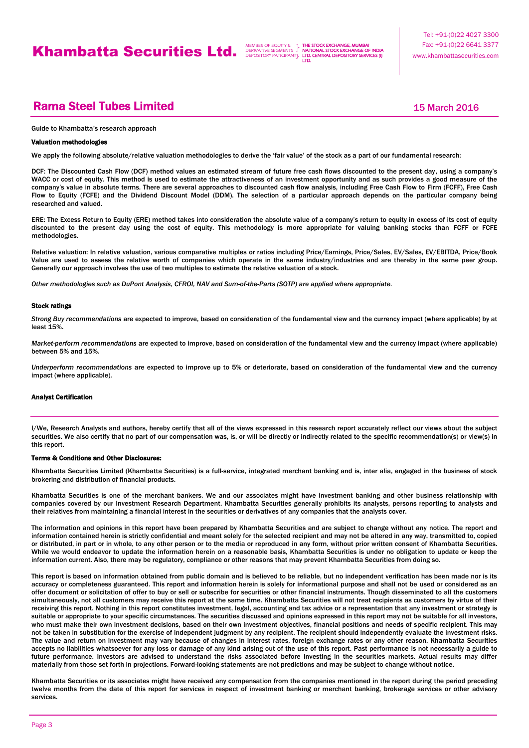Guide to Khambatta's research approach

### Valuation methodologies

We apply the following absolute/relative valuation methodologies to derive the 'fair value' of the stock as a part of our fundamental research:

DCF: The Discounted Cash Flow (DCF) method values an estimated stream of future free cash flows discounted to the present day, using a company's WACC or cost of equity. This method is used to estimate the attractiveness of an investment opportunity and as such provides a good measure of the company's value in absolute terms. There are several approaches to discounted cash flow analysis, including Free Cash Flow to Firm (FCFF), Free Cash Flow to Equity (FCFE) and the Dividend Discount Model (DDM). The selection of a particular approach depends on the particular company being researched and valued.

ERE: The Excess Return to Equity (ERE) method takes into consideration the absolute value of a company's return to equity in excess of its cost of equity discounted to the present day using the cost of equity. This methodology is more appropriate for valuing banking stocks than FCFF or FCFE methodologies.

Relative valuation: In relative valuation, various comparative multiples or ratios including Price/Earnings, Price/Sales, EV/Sales, EV/EBITDA, Price/Book Value are used to assess the relative worth of companies which operate in the same industry/industries and are thereby in the same peer group. Generally our approach involves the use of two multiples to estimate the relative valuation of a stock.

*Other methodologies such as DuPont Analysis, CFROI, NAV and Sum-of-the-Parts (SOTP) are applied where appropriate.*

### Stock ratings

*Strong Buy recommendations* are expected to improve, based on consideration of the fundamental view and the currency impact (where applicable) by at least 15%.

*Market-perform recommendations* are expected to improve, based on consideration of the fundamental view and the currency impact (where applicable) between 5% and 15%.

*Underperform recommendations* are expected to improve up to 5% or deteriorate, based on consideration of the fundamental view and the currency impact (where applicable).

### Analyst Certification

I/We, Research Analysts and authors, hereby certify that all of the views expressed in this research report accurately reflect our views about the subject securities. We also certify that no part of our compensation was, is, or will be directly or indirectly related to the specific recommendation(s) or view(s) in this report.

### Terms & Conditions and Other Disclosures:

Khambatta Securities Limited (Khambatta Securities) is a full-service, integrated merchant banking and is, inter alia, engaged in the business of stock brokering and distribution of financial products.

Khambatta Securities is one of the merchant bankers. We and our associates might have investment banking and other business relationship with companies covered by our Investment Research Department. Khambatta Securities generally prohibits its analysts, persons reporting to analysts and their relatives from maintaining a financial interest in the securities or derivatives of any companies that the analysts cover.

The information and opinions in this report have been prepared by Khambatta Securities and are subject to change without any notice. The report and information contained herein is strictly confidential and meant solely for the selected recipient and may not be altered in any way, transmitted to, copied or distributed, in part or in whole, to any other person or to the media or reproduced in any form, without prior written consent of Khambatta Securities. While we would endeavor to update the information herein on a reasonable basis, Khambatta Securities is under no obligation to update or keep the information current. Also, there may be regulatory, compliance or other reasons that may prevent Khambatta Securities from doing so.

This report is based on information obtained from public domain and is believed to be reliable, but no independent verification has been made nor is its accuracy or completeness guaranteed. This report and information herein is solely for informational purpose and shall not be used or considered as an offer document or solicitation of offer to buy or sell or subscribe for securities or other financial instruments. Though disseminated to all the customers simultaneously, not all customers may receive this report at the same time. Khambatta Securities will not treat recipients as customers by virtue of their receiving this report. Nothing in this report constitutes investment, legal, accounting and tax advice or a representation that any investment or strategy is suitable or appropriate to your specific circumstances. The securities discussed and opinions expressed in this report may not be suitable for all investors, who must make their own investment decisions, based on their own investment objectives, financial positions and needs of specific recipient. This may not be taken in substitution for the exercise of independent judgment by any recipient. The recipient should independently evaluate the investment risks. The value and return on investment may vary because of changes in interest rates, foreign exchange rates or any other reason. Khambatta Securities accepts no liabilities whatsoever for any loss or damage of any kind arising out of the use of this report. Past performance is not necessarily a guide to future performance. Investors are advised to understand the risks associated before investing in the securities markets. Actual results may differ materially from those set forth in projections. Forward-looking statements are not predictions and may be subject to change without notice.

Khambatta Securities or its associates might have received any compensation from the companies mentioned in the report during the period preceding twelve months from the date of this report for services in respect of investment banking or merchant banking, brokerage services or other advisory services.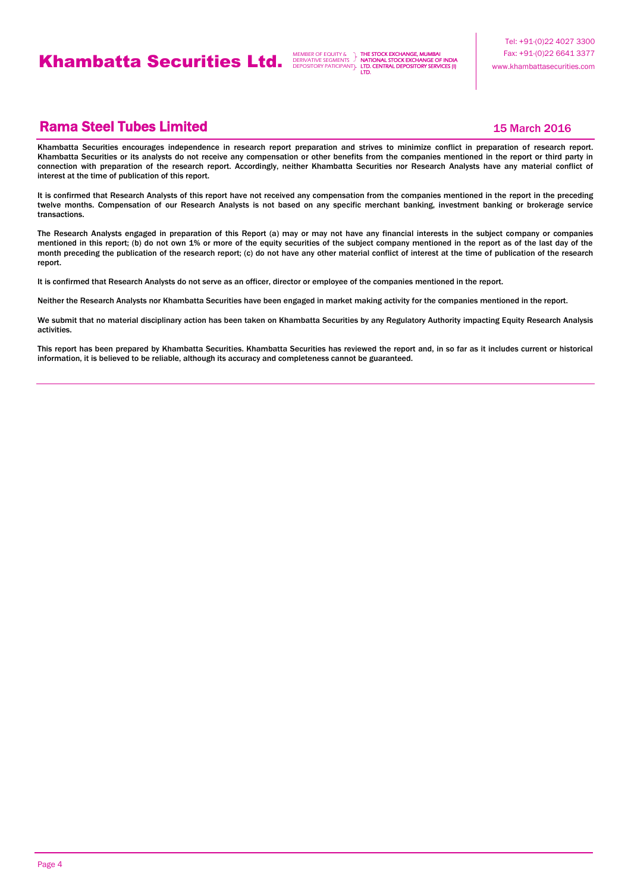## Rama Steel Tubes Limited

15 March 2016

Khambatta Securities encourages independence in research report preparation and strives to minimize conflict in preparation of research report. Khambatta Securities or its analysts do not receive any compensation or other benefits from the companies mentioned in the report or third party in connection with preparation of the research report. Accordingly, neither Khambatta Securities nor Research Analysts have any material conflict of interest at the time of publication of this report.

It is confirmed that Research Analysts of this report have not received any compensation from the companies mentioned in the report in the preceding twelve months. Compensation of our Research Analysts is not based on any specific merchant banking, investment banking or brokerage service transactions.

The Research Analysts engaged in preparation of this Report (a) may or may not have any financial interests in the subject company or companies mentioned in this report; (b) do not own 1% or more of the equity securities of the subject company mentioned in the report as of the last day of the month preceding the publication of the research report; (c) do not have any other material conflict of interest at the time of publication of the research report.

It is confirmed that Research Analysts do not serve as an officer, director or employee of the companies mentioned in the report.

Neither the Research Analysts nor Khambatta Securities have been engaged in market making activity for the companies mentioned in the report.

We submit that no material disciplinary action has been taken on Khambatta Securities by any Regulatory Authority impacting Equity Research Analysis activities.

This report has been prepared by Khambatta Securities. Khambatta Securities has reviewed the report and, in so far as it includes current or historical information, it is believed to be reliable, although its accuracy and completeness cannot be guaranteed.